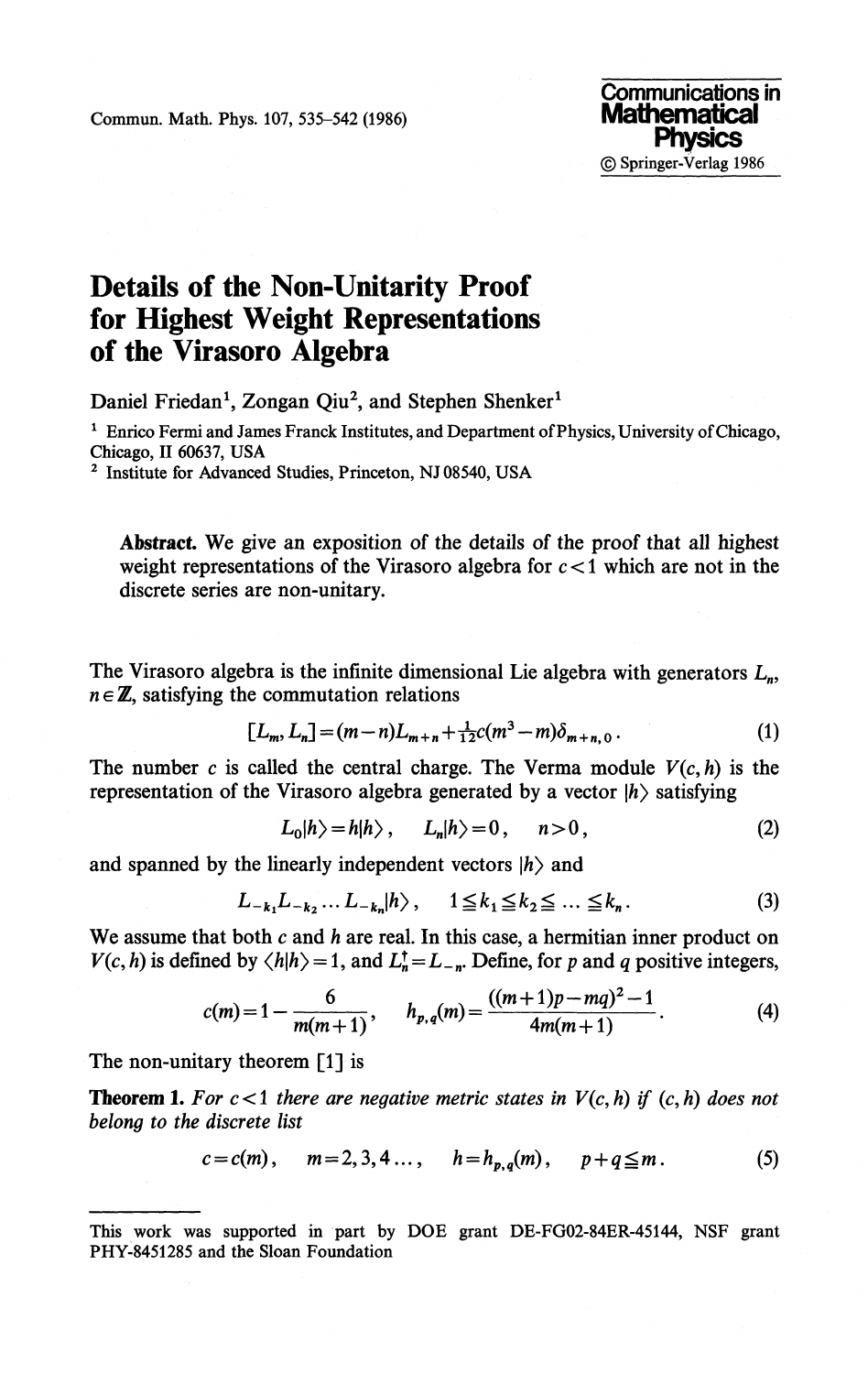# Details of the Non-Unitarity Proof for Highest Weight Representations of the Virasoro Algebra

Daniel Friedan[1], Zongan Qiu[2], and Stephen Shenker[1]

[1] Enrico Fermi and James Franck Institutes, and Department of Physics, University of Chicago, Chicago, Il 60637, USA

[2] Institute for Advanced Studies, Princeton, NJ 08540, USA

**Abstract.** We give an exposition of the details of the proof that all highest weight representations of the Virasoro algebra for $c<1$ which are not in the discrete series are non-unitary.

The Virasoro algebra is the infinite dimensional Lie algebra with generators $L_n$, $n \in \mathbb{Z}$, satisfying the commutation relations

$$[L_m, L_n] = (m-n)L_{m+n} + \tfrac{1}{12}c(m^3-m)\delta_{m+n,0}\,. \tag{1}$$

The number $c$ is called the central charge. The Verma module $V(c,h)$ is the representation of the Virasoro algebra generated by a vector $|h\rangle$ satisfying

$$L_0|h\rangle = h|h\rangle\,, \qquad L_n|h\rangle = 0\,, \qquad n>0\,, \tag{2}$$

and spanned by the linearly independent vectors $|h\rangle$ and

$$L_{-k_1}L_{-k_2}\ldots L_{-k_n}|h\rangle\,, \qquad 1 \leqq k_1 \leqq k_2 \leqq \ldots \leqq k_n\,. \tag{3}$$

We assume that both $c$ and $h$ are real. In this case, a hermitian inner product on $V(c,h)$ is defined by $\langle h|h\rangle = 1$, and $L_n^\dagger = L_{-n}$. Define, for $p$ and $q$ positive integers,

$$c(m) = 1 - \frac{6}{m(m+1)}\,, \qquad h_{p,q}(m) = \frac{((m+1)p - mq)^2 - 1}{4m(m+1)}\,. \tag{4}$$

The non-unitary theorem [1] is

**Theorem 1.** *For $c<1$ there are negative metric states in $V(c,h)$ if $(c,h)$ does not belong to the discrete list*

$$c = c(m)\,, \qquad m = 2,3,4\ldots\,, \qquad h = h_{p,q}(m)\,, \qquad p+q \leqq m\,. \tag{5}$$

This work was supported in part by DOE grant DE-FG02-84ER-45144, NSF grant PHY-8451285 and the Sloan Foundation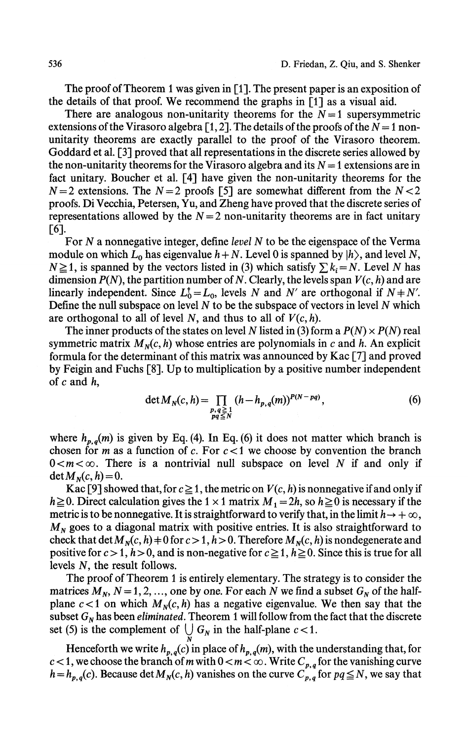The proof of Theorem 1 was given in [1]. The present paper is an exposition of the details of that proof. We recommend the graphs in [1] as a visual aid.

There are analogous non-unitarity theorems for the $N=1$ supersymmetric extensions of the Virasoro algebra [1, 2]. The details of the proofs of the $N=1$ non-unitarity theorems are exactly parallel to the proof of the Virasoro theorem. Goddard et al. [3] proved that all representations in the discrete series allowed by the non-unitarity theorems for the Virasoro algebra and its $N=1$ extensions are in fact unitary. Boucher et al. [4] have given the non-unitarity theorems for the $N=2$ extensions. The $N=2$ proofs [5] are somewhat different from the $N<2$ proofs. Di Vecchia, Petersen, Yu, and Zheng have proved that the discrete series of representations allowed by the $N=2$ non-unitarity theorems are in fact unitary [6].

For $N$ a nonnegative integer, define *level* $N$ to be the eigenspace of the Verma module on which $L_0$ has eigenvalue $h+N$. Level 0 is spanned by $|h\rangle$, and level $N$, $N\geqq 1$, is spanned by the vectors listed in (3) which satisfy $\sum k_i = N$. Level $N$ has dimension $P(N)$, the partition number of $N$. Clearly, the levels span $V(c,h)$ and are linearly independent. Since $L_0^\dagger = L_0$, levels $N$ and $N'$ are orthogonal if $N \neq N'$. Define the null subspace on level $N$ to be the subspace of vectors in level $N$ which are orthogonal to all of level $N$, and thus to all of $V(c,h)$.

The inner products of the states on level $N$ listed in (3) form a $P(N)\times P(N)$ real symmetric matrix $M_N(c,h)$ whose entries are polynomials in $c$ and $h$. An explicit formula for the determinant of this matrix was announced by Kac [7] and proved by Feigin and Fuchs [8]. Up to multiplication by a positive number independent of $c$ and $h$,

$$\det M_N(c,h) = \prod_{\substack{p,q\geqq 1 \\ pq \leqq N}} (h - h_{p,q}(m))^{P(N-pq)}, \tag{6}$$

where $h_{p,q}(m)$ is given by Eq. (4). In Eq. (6) it does not matter which branch is chosen for $m$ as a function of $c$. For $c<1$ we choose by convention the branch $0<m<\infty$. There is a nontrivial null subspace on level $N$ if and only if $\det M_N(c,h)=0$.

Kac [9] showed that, for $c\geqq 1$, the metric on $V(c,h)$ is nonnegative if and only if $h\geqq 0$. Direct calculation gives the $1\times 1$ matrix $M_1 = 2h$, so $h\geqq 0$ is necessary if the metric is to be nonnegative. It is straightforward to verify that, in the limit $h\to +\infty$, $M_N$ goes to a diagonal matrix with positive entries. It is also straightforward to check that $\det M_N(c,h)\neq 0$ for $c>1$, $h>0$. Therefore $M_N(c,h)$ is nondegenerate and positive for $c>1$, $h>0$, and is non-negative for $c\geqq 1$, $h\geqq 0$. Since this is true for all levels $N$, the result follows.

The proof of Theorem 1 is entirely elementary. The strategy is to consider the matrices $M_N$, $N=1,2,\ldots$, one by one. For each $N$ we find a subset $G_N$ of the half-plane $c<1$ on which $M_N(c,h)$ has a negative eigenvalue. We then say that the subset $G_N$ has been *eliminated*. Theorem 1 will follow from the fact that the discrete set (5) is the complement of $\bigcup_N G_N$ in the half-plane $c<1$.

Henceforth we write $h_{p,q}(c)$ in place of $h_{p,q}(m)$, with the understanding that, for $c<1$, we choose the branch of $m$ with $0<m<\infty$. Write $C_{p,q}$ for the vanishing curve $h=h_{p,q}(c)$. Because $\det M_N(c,h)$ vanishes on the curve $C_{p,q}$ for $pq\leqq N$, we say that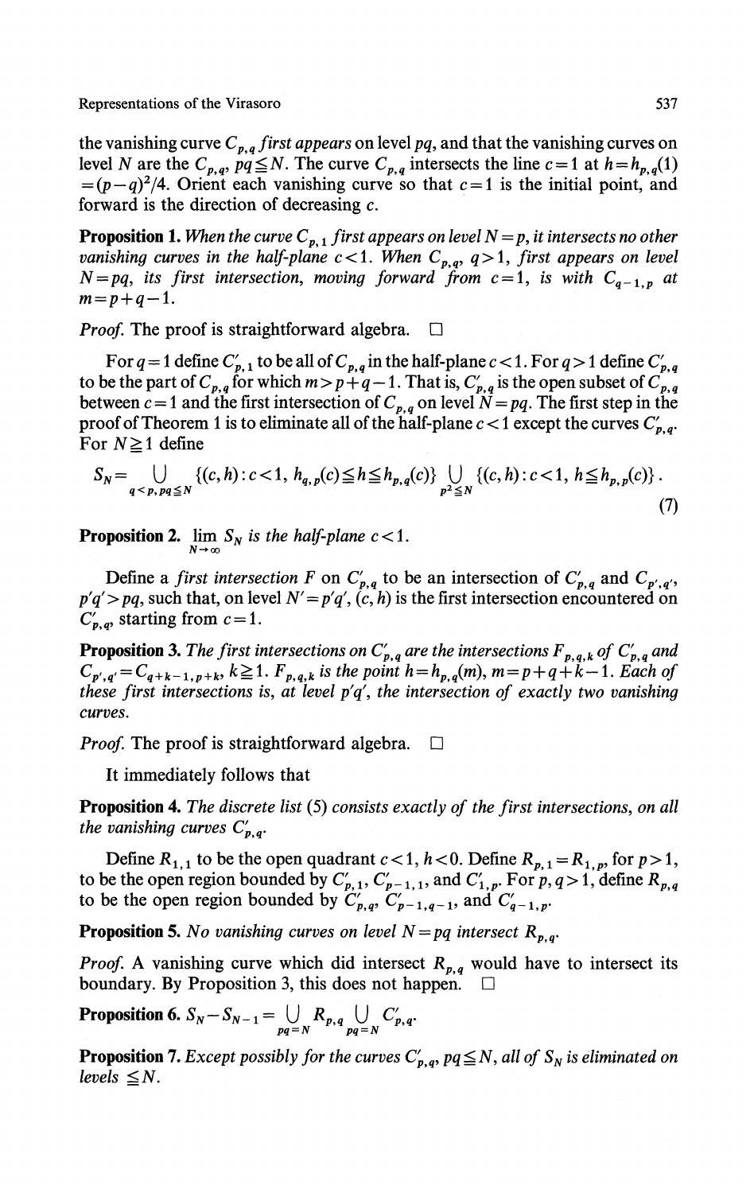the vanishing curve $C_{p,q}$ *first appears* on level $pq$, and that the vanishing curves on level $N$ are the $C_{p,q}$, $pq \leqq N$. The curve $C_{p,q}$ intersects the line $c=1$ at $h=h_{p,q}(1) = (p-q)^2/4$. Orient each vanishing curve so that $c=1$ is the initial point, and forward is the direction of decreasing $c$.

**Proposition 1.** *When the curve $C_{p,1}$ first appears on level $N=p$, it intersects no other vanishing curves in the half-plane $c<1$. When $C_{p,q}$, $q>1$, first appears on level $N=pq$, its first intersection, moving forward from $c=1$, is with $C_{q-1,p}$ at $m=p+q-1$.*

*Proof.* The proof is straightforward algebra. □

For $q=1$ define $C'_{p,1}$ to be all of $C_{p,q}$ in the half-plane $c<1$. For $q>1$ define $C'_{p,q}$ to be the part of $C_{p,q}$ for which $m>p+q-1$. That is, $C'_{p,q}$ is the open subset of $C_{p,q}$ between $c=1$ and the first intersection of $C_{p,q}$ on level $N=pq$. The first step in the proof of Theorem 1 is to eliminate all of the half-plane $c<1$ except the curves $C'_{p,q}$. For $N \geqq 1$ define

$$S_N = \bigcup_{q<p,\, pq \leqq N} \{(c,h): c<1,\ h_{q,p}(c) \leqq h \leqq h_{p,q}(c)\} \bigcup_{p^2 \leqq N} \{(c,h): c<1,\ h \leqq h_{p,p}(c)\}. \tag{7}$$

**Proposition 2.** $\lim\limits_{N\to\infty} S_N$ *is the half-plane $c<1$.*

Define a *first intersection* $F$ on $C'_{p,q}$ to be an intersection of $C'_{p,q}$ and $C_{p',q'}$, $p'q'>pq$, such that, on level $N'=p'q'$, $(c,h)$ is the first intersection encountered on $C'_{p,q}$, starting from $c=1$.

**Proposition 3.** *The first intersections on $C'_{p,q}$ are the intersections $F_{p,q,k}$ of $C'_{p,q}$ and $C_{p',q'} = C_{q+k-1,p+k}$, $k \geqq 1$. $F_{p,q,k}$ is the point $h=h_{p,q}(m)$, $m=p+q+k-1$. Each of these first intersections is, at level $p'q'$, the intersection of exactly two vanishing curves.*

*Proof.* The proof is straightforward algebra. □

It immediately follows that

**Proposition 4.** *The discrete list (5) consists exactly of the first intersections, on all the vanishing curves $C'_{p,q}$.*

Define $R_{1,1}$ to be the open quadrant $c<1$, $h<0$. Define $R_{p,1}=R_{1,p}$, for $p>1$, to be the open region bounded by $C'_{p,1}$, $C'_{p-1,1}$, and $C'_{1,p}$. For $p,q>1$, define $R_{p,q}$ to be the open region bounded by $C'_{p,q}$, $C'_{p-1,q-1}$, and $C'_{q-1,p}$.

**Proposition 5.** *No vanishing curves on level $N=pq$ intersect $R_{p,q}$.*

*Proof.* A vanishing curve which did intersect $R_{p,q}$ would have to intersect its boundary. By Proposition 3, this does not happen. □

**Proposition 6.** $S_N - S_{N-1} = \bigcup\limits_{pq=N} R_{p,q} \bigcup\limits_{pq=N} C'_{p,q}$.

**Proposition 7.** *Except possibly for the curves $C'_{p,q}$, $pq \leqq N$, all of $S_N$ is eliminated on levels $\leqq N$.*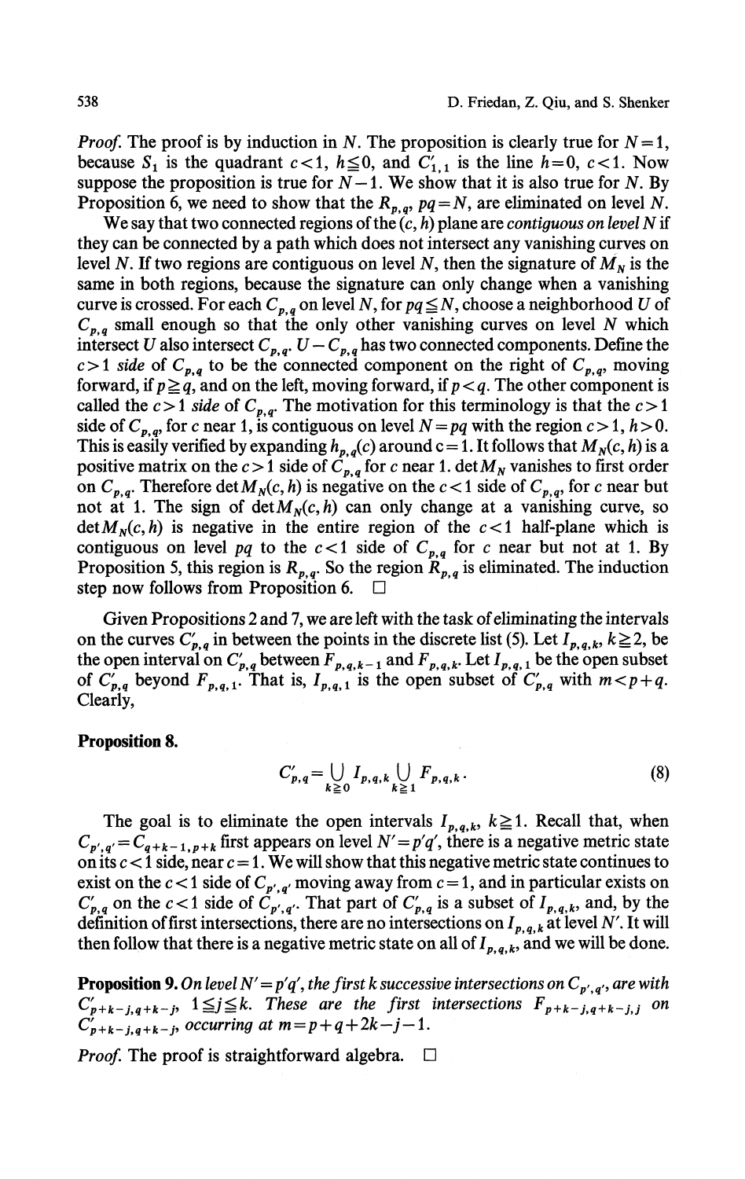*Proof.* The proof is by induction in $N$. The proposition is clearly true for $N=1$, because $S_1$ is the quadrant $c<1$, $h \leqq 0$, and $C'_{1,1}$ is the line $h=0$, $c<1$. Now suppose the proposition is true for $N-1$. We show that it is also true for $N$. By Proposition 6, we need to show that the $R_{p,q}$, $pq=N$, are eliminated on level $N$.

We say that two connected regions of the $(c,h)$ plane are *contiguous on level* $N$ if they can be connected by a path which does not intersect any vanishing curves on level $N$. If two regions are contiguous on level $N$, then the signature of $M_N$ is the same in both regions, because the signature can only change when a vanishing curve is crossed. For each $C_{p,q}$ on level $N$, for $pq \leqq N$, choose a neighborhood $U$ of $C_{p,q}$ small enough so that the only other vanishing curves on level $N$ which intersect $U$ also intersect $C_{p,q}$. $U - C_{p,q}$ has two connected components. Define the $c>1$ *side* of $C_{p,q}$ to be the connected component on the right of $C_{p,q}$, moving forward, if $p \geqq q$, and on the left, moving forward, if $p<q$. The other component is called the $c>1$ *side* of $C_{p,q}$. The motivation for this terminology is that the $c>1$ side of $C_{p,q}$, for $c$ near 1, is contiguous on level $N=pq$ with the region $c>1$, $h>0$. This is easily verified by expanding $h_{p,q}(c)$ around $c=1$. It follows that $M_N(c,h)$ is a positive matrix on the $c>1$ side of $C_{p,q}$ for $c$ near 1. $\det M_N$ vanishes to first order on $C_{p,q}$. Therefore $\det M_N(c,h)$ is negative on the $c<1$ side of $C_{p,q}$, for $c$ near but not at 1. The sign of $\det M_N(c,h)$ can only change at a vanishing curve, so $\det M_N(c,h)$ is negative in the entire region of the $c<1$ half-plane which is contiguous on level $pq$ to the $c<1$ side of $C_{p,q}$ for $c$ near but not at 1. By Proposition 5, this region is $R_{p,q}$. So the region $R_{p,q}$ is eliminated. The induction step now follows from Proposition 6. $\square$

Given Propositions 2 and 7, we are left with the task of eliminating the intervals on the curves $C'_{p,q}$ in between the points in the discrete list (5). Let $I_{p,q,k}$, $k \geqq 2$, be the open interval on $C'_{p,q}$ between $F_{p,q,k-1}$ and $F_{p,q,k}$. Let $I_{p,q,1}$ be the open subset of $C'_{p,q}$ beyond $F_{p,q,1}$. That is, $I_{p,q,1}$ is the open subset of $C'_{p,q}$ with $m<p+q$. Clearly,

**Proposition 8.**

$$C'_{p,q} = \bigcup_{k \geqq 0} I_{p,q,k} \bigcup_{k \geqq 1} F_{p,q,k}\,. \tag{8}$$

The goal is to eliminate the open intervals $I_{p,q,k}$, $k \geqq 1$. Recall that, when $C_{p',q'} = C_{q+k-1,p+k}$ first appears on level $N'=p'q'$, there is a negative metric state on its $c<1$ side, near $c=1$. We will show that this negative metric state continues to exist on the $c<1$ side of $C_{p',q'}$ moving away from $c=1$, and in particular exists on $C'_{p,q}$ on the $c<1$ side of $C_{p',q'}$. That part of $C'_{p,q}$ is a subset of $I_{p,q,k}$ and, by the definition of first intersections, there are no intersections on $I_{p,q,k}$ at level $N'$. It will then follow that there is a negative metric state on all of $I_{p,q,k}$, and we will be done.

**Proposition 9.** *On level $N'=p'q'$, the first $k$ successive intersections on $C_{p',q'}$, are with $C'_{p+k-j,q+k-j}$, $1 \leqq j \leqq k$. These are the first intersections $F_{p+k-j,q+k-j,j}$ on $C'_{p+k-j,q+k-j}$, occurring at $m=p+q+2k-j-1$.*

*Proof.* The proof is straightforward algebra. $\square$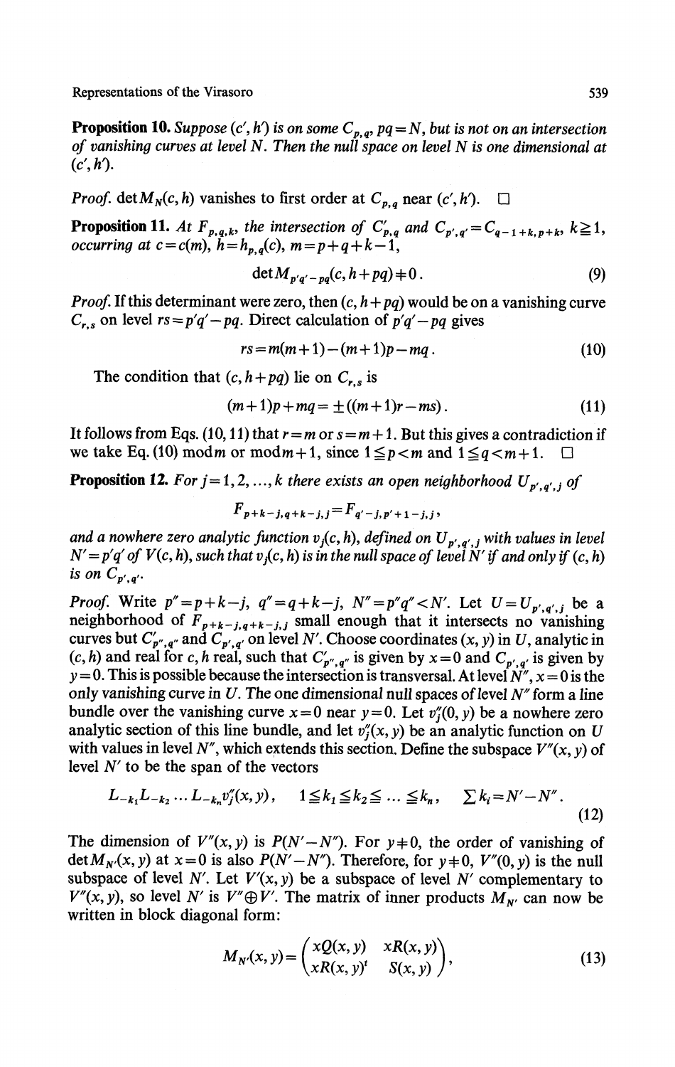**Proposition 10.** *Suppose $(c', h')$ is on some $C_{p,q}$, $pq = N$, but is not on an intersection of vanishing curves at level $N$. Then the null space on level $N$ is one dimensional at $(c', h')$.*

*Proof.* $\det M_N(c, h)$ vanishes to first order at $C_{p,q}$ near $(c', h')$. □

**Proposition 11.** *At $F_{p,q,k}$, the intersection of $C'_{p,q}$ and $C_{p',q'} = C_{q-1+k,p+k}$, $k \geqq 1$, occurring at $c = c(m)$, $h = h_{p,q}(c)$, $m = p + q + k - 1$,*

$$\det M_{p'q'-pq}(c, h + pq) \neq 0 . \tag{9}$$

*Proof.* If this determinant were zero, then $(c, h + pq)$ would be on a vanishing curve $C_{r,s}$ on level $rs = p'q' - pq$. Direct calculation of $p'q' - pq$ gives

$$rs = m(m+1) - (m+1)p - mq . \tag{10}$$

The condition that $(c, h + pq)$ lie on $C_{r,s}$ is

$$(m+1)p + mq = \pm((m+1)r - ms) . \tag{11}$$

It follows from Eqs. (10, 11) that $r = m$ or $s = m + 1$. But this gives a contradiction if we take Eq. (10) mod $m$ or mod $m + 1$, since $1 \leqq p < m$ and $1 \leqq q < m + 1$. □

**Proposition 12.** *For $j = 1, 2, \ldots, k$ there exists an open neighborhood $U_{p',q',j}$ of*

$$F_{p+k-j,q+k-j,j} = F_{q'-j,p'+1-j,j} ,$$

*and a nowhere zero analytic function $v_j(c, h)$, defined on $U_{p',q',j}$ with values in level $N' = p'q'$ of $V(c, h)$, such that $v_j(c, h)$ is in the null space of level $N'$ if and only if $(c, h)$ is on $C_{p',q'}$.*

*Proof.* Write $p'' = p + k - j$, $q'' = q + k - j$, $N'' = p''q'' < N'$. Let $U = U_{p',q',j}$ be a neighborhood of $F_{p+k-j,q+k-j,j}$ small enough that it intersects no vanishing curves but $C'_{p'',q''}$ and $C_{p',q'}$ on level $N'$. Choose coordinates $(x, y)$ in $U$, analytic in $(c, h)$ and real for $c, h$ real, such that $C'_{p'',q''}$ is given by $x = 0$ and $C_{p',q'}$ is given by $y = 0$. This is possible because the intersection is transversal. At level $N''$, $x = 0$ is the only vanishing curve in $U$. The one dimensional null spaces of level $N''$ form a line bundle over the vanishing curve $x = 0$ near $y = 0$. Let $v''_j(0, y)$ be a nowhere zero analytic section of this line bundle, and let $v''_j(x, y)$ be an analytic function on $U$ with values in level $N''$, which extends this section. Define the subspace $V''(x, y)$ of level $N'$ to be the span of the vectors

$$L_{-k_1} L_{-k_2} \ldots L_{-k_n} v''_j(x, y) , \quad 1 \leqq k_1 \leqq k_2 \leqq \ldots \leqq k_n , \quad \sum k_i = N' - N'' . \tag{12}$$

The dimension of $V''(x, y)$ is $P(N' - N'')$. For $y \neq 0$, the order of vanishing of $\det M_{N'}(x, y)$ at $x = 0$ is also $P(N' - N'')$. Therefore, for $y \neq 0$, $V''(0, y)$ is the null subspace of level $N'$. Let $V'(x, y)$ be a subspace of level $N'$ complementary to $V''(x, y)$, so level $N'$ is $V'' \oplus V'$. The matrix of inner products $M_{N'}$ can now be written in block diagonal form:

$$M_{N'}(x, y) = \begin{pmatrix} xQ(x, y) & xR(x, y) \\ xR(x, y)^t & S(x, y) \end{pmatrix} , \tag{13}$$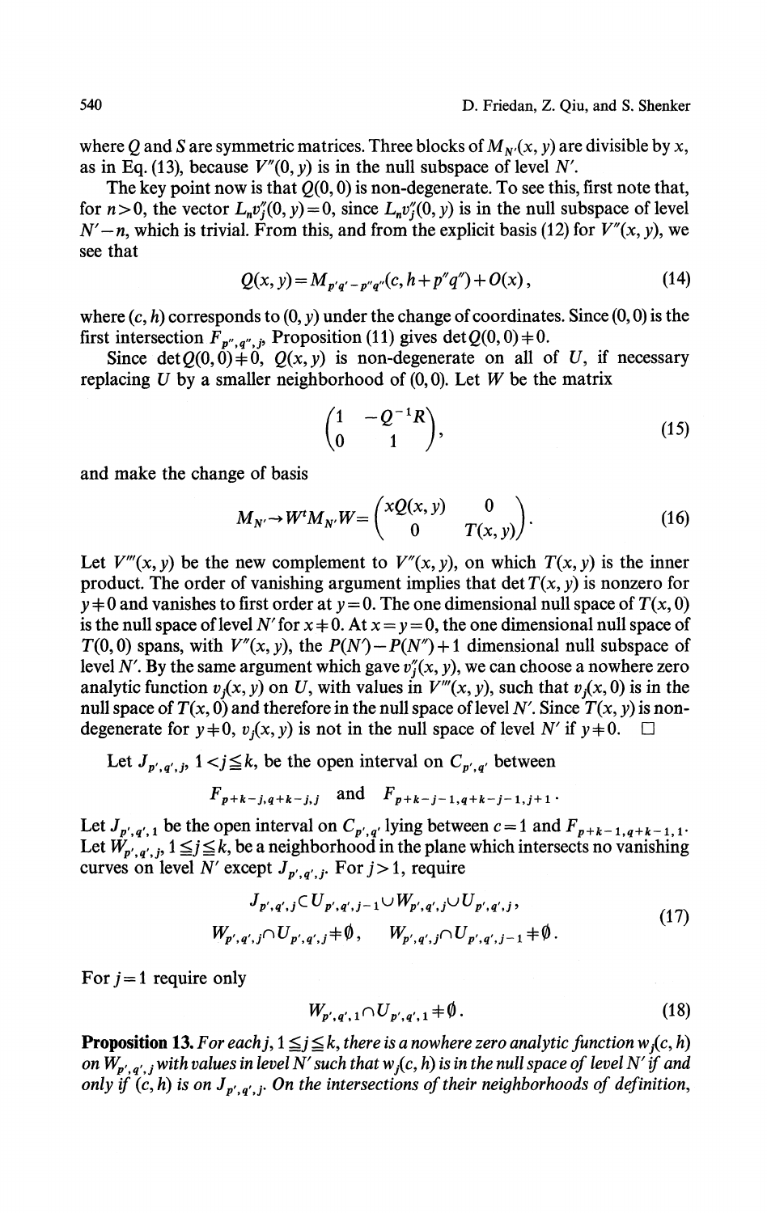where $Q$ and $S$ are symmetric matrices. Three blocks of $M_{N'}(x, y)$ are divisible by $x$, as in Eq. (13), because $V''(0, y)$ is in the null subspace of level $N'$.

The key point now is that $Q(0, 0)$ is non-degenerate. To see this, first note that, for $n > 0$, the vector $L_n v_j''(0, y) = 0$, since $L_n v_j''(0, y)$ is in the null subspace of level $N' - n$, which is trivial. From this, and from the explicit basis (12) for $V''(x, y)$, we see that

$$Q(x, y) = M_{p'q' - p''q''}(c, h + p''q'') + O(x), \tag{14}$$

where $(c, h)$ corresponds to $(0, y)$ under the change of coordinates. Since $(0, 0)$ is the first intersection $F_{p'', q'', j}$, Proposition (11) gives $\det Q(0, 0) \neq 0$.

Since $\det Q(0, 0) \neq 0$, $Q(x, y)$ is non-degenerate on all of $U$, if necessary replacing $U$ by a smaller neighborhood of $(0, 0)$. Let $W$ be the matrix

$$\begin{pmatrix} 1 & -Q^{-1}R \\ 0 & 1 \end{pmatrix}, \tag{15}$$

and make the change of basis

$$M_{N'} \to W^t M_{N'} W = \begin{pmatrix} xQ(x, y) & 0 \\ 0 & T(x, y) \end{pmatrix}. \tag{16}$$

Let $V'''(x, y)$ be the new complement to $V''(x, y)$, on which $T(x, y)$ is the inner product. The order of vanishing argument implies that $\det T(x, y)$ is nonzero for $y \neq 0$ and vanishes to first order at $y = 0$. The one dimensional null space of $T(x, 0)$ is the null space of level $N'$ for $x \neq 0$. At $x = y = 0$, the one dimensional null space of $T(0, 0)$ spans, with $V''(x, y)$, the $P(N') - P(N'') + 1$ dimensional null subspace of level $N'$. By the same argument which gave $v_j''(x, y)$, we can choose a nowhere zero analytic function $v_j(x, y)$ on $U$, with values in $V'''(x, y)$, such that $v_j(x, 0)$ is in the null space of $T(x, 0)$ and therefore in the null space of level $N'$. Since $T(x, y)$ is non-degenerate for $y \neq 0$, $v_j(x, y)$ is not in the null space of level $N'$ if $y \neq 0$. □

Let $J_{p', q', j}$, $1 < j \leqq k$, be the open interval on $C_{p', q'}$ between

$$F_{p+k-j, q+k-j, j} \text{ and } F_{p+k-j-1, q+k-j-1, j+1}.$$

Let $J_{p', q', 1}$ be the open interval on $C_{p', q'}$ lying between $c = 1$ and $F_{p+k-1, q+k-1, 1}$. Let $W_{p', q', j}$, $1 \leqq j \leqq k$, be a neighborhood in the plane which intersects no vanishing curves on level $N'$ except $J_{p', q', j}$. For $j > 1$, require

$$\begin{gathered} J_{p', q', j} \subset U_{p', q', j-1} \cup W_{p', q', j} \cup U_{p', q', j}, \\ W_{p', q', j} \cap U_{p', q', j} \neq \emptyset, \quad W_{p', q', j} \cap U_{p', q', j-1} \neq \emptyset. \end{gathered} \tag{17}$$

For $j = 1$ require only

$$W_{p', q', 1} \cap U_{p', q', 1} \neq \emptyset. \tag{18}$$

**Proposition 13.** *For each $j$, $1 \leqq j \leqq k$, there is a nowhere zero analytic function $w_j(c, h)$ on $W_{p', q', j}$ with values in level $N'$ such that $w_j(c, h)$ is in the null space of level $N'$ if and only if $(c, h)$ is on $J_{p', q', j}$. On the intersections of their neighborhoods of definition,*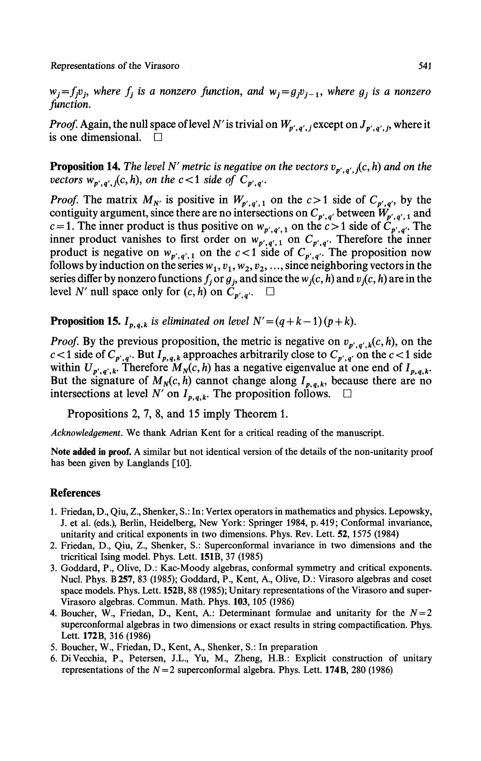$w_j = f_j v_j$, *where* $f_j$ *is a nonzero function, and* $w_j = g_j v_{j-1}$, *where* $g_j$ *is a nonzero function.*

*Proof.* Again, the null space of level $N'$ is trivial on $W_{p',q',j}$ except on $J_{p',q',j}$, where it is one dimensional. □

**Proposition 14.** *The level* $N'$ *metric is negative on the vectors* $v_{p',q',j}(c,h)$ *and on the vectors* $w_{p',q',j}(c,h)$, *on the* $c<1$ *side of* $C_{p',q'}$.

*Proof.* The matrix $M_{N'}$ is positive in $W_{p',q',1}$ on the $c>1$ side of $C_{p',q'}$, by the contiguity argument, since there are no intersections on $C_{p',q'}$ between $W_{p',q',1}$ and $c=1$. The inner product is thus positive on $w_{p',q',1}$ on the $c>1$ side of $C_{p',q'}$. The inner product vanishes to first order on $w_{p',q',1}$ on $C_{p',q'}$. Therefore the inner product is negative on $w_{p',q',1}$ on the $c<1$ side of $C_{p',q'}$. The proposition now follows by induction on the series $w_1, v_1, w_2, v_2, \ldots$, since neighboring vectors in the series differ by nonzero functions $f_j$ or $g_j$, and since the $w_j(c,h)$ and $v_j(c,h)$ are in the level $N'$ null space only for $(c,h)$ on $C_{p',q'}$. □

**Proposition 15.** $I_{p,q,k}$ *is eliminated on level* $N' = (q+k-1)(p+k)$.

*Proof.* By the previous proposition, the metric is negative on $v_{p',q',k}(c,h)$, on the $c<1$ side of $C_{p',q'}$. But $I_{p,q,k}$ approaches arbitrarily close to $C_{p',q'}$ on the $c<1$ side within $U_{p',q',k}$. Therefore $M_N(c,h)$ has a negative eigenvalue at one end of $I_{p,q,k}$. But the signature of $M_N(c,h)$ cannot change along $I_{p,q,k}$, because there are no intersections at level $N'$ on $I_{p,q,k}$. The proposition follows. □

Propositions 2, 7, 8, and 15 imply Theorem 1.

*Acknowledgement.* We thank Adrian Kent for a critical reading of the manuscript.

**Note added in proof.** A similar but not identical version of the details of the non-unitarity proof has been given by Langlands [10].

## References

1. Friedan, D., Qiu, Z., Shenker, S.: In: Vertex operators in mathematics and physics. Lepowsky, J. et al. (eds.), Berlin, Heidelberg, New York: Springer 1984, p. 419; Conformal invariance, unitarity and critical exponents in two dimensions. Phys. Rev. Lett. **52**, 1575 (1984)
2. Friedan, D., Qiu, Z., Shenker, S.: Superconformal invariance in two dimensions and the tricritical Ising model. Phys. Lett. **151B**, 37 (1985)
3. Goddard, P., Olive, D.: Kac-Moody algebras, conformal symmetry and critical exponents. Nucl. Phys. B **257**, 83 (1985); Goddard, P., Kent, A., Olive, D.: Virasoro algebras and coset space models. Phys. Lett. **152B**, 88 (1985); Unitary representations of the Virasoro and super-Virasoro algebras. Commun. Math. Phys. **103**, 105 (1986)
4. Boucher, W., Friedan, D., Kent, A.: Determinant formulae and unitarity for the $N=2$ superconformal algebras in two dimensions or exact results in string compactification. Phys. Lett. **172B**, 316 (1986)
5. Boucher, W., Friedan, D., Kent, A., Shenker, S.: In preparation
6. Di Vecchia, P., Petersen, J.L., Yu, M., Zheng, H.B.: Explicit construction of unitary representations of the $N=2$ superconformal algebra. Phys. Lett. **174B**, 280 (1986)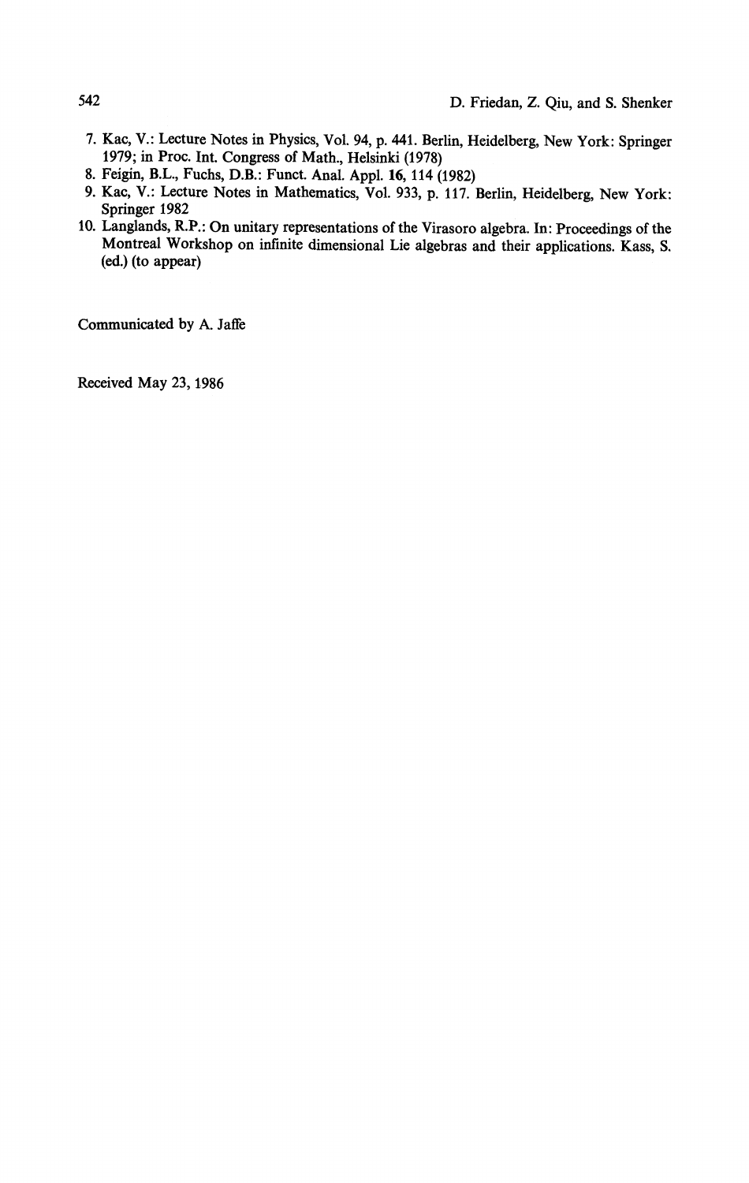7. Kac, V.: Lecture Notes in Physics, Vol. 94, p. 441. Berlin, Heidelberg, New York: Springer 1979; in Proc. Int. Congress of Math., Helsinki (1978)
8. Feigin, B.L., Fuchs, D.B.: Funct. Anal. Appl. **16**, 114 (1982)
9. Kac, V.: Lecture Notes in Mathematics, Vol. 933, p. 117. Berlin, Heidelberg, New York: Springer 1982
10. Langlands, R.P.: On unitary representations of the Virasoro algebra. In: Proceedings of the Montreal Workshop on infinite dimensional Lie algebras and their applications. Kass, S. (ed.) (to appear)

Communicated by A. Jaffe

Received May 23, 1986